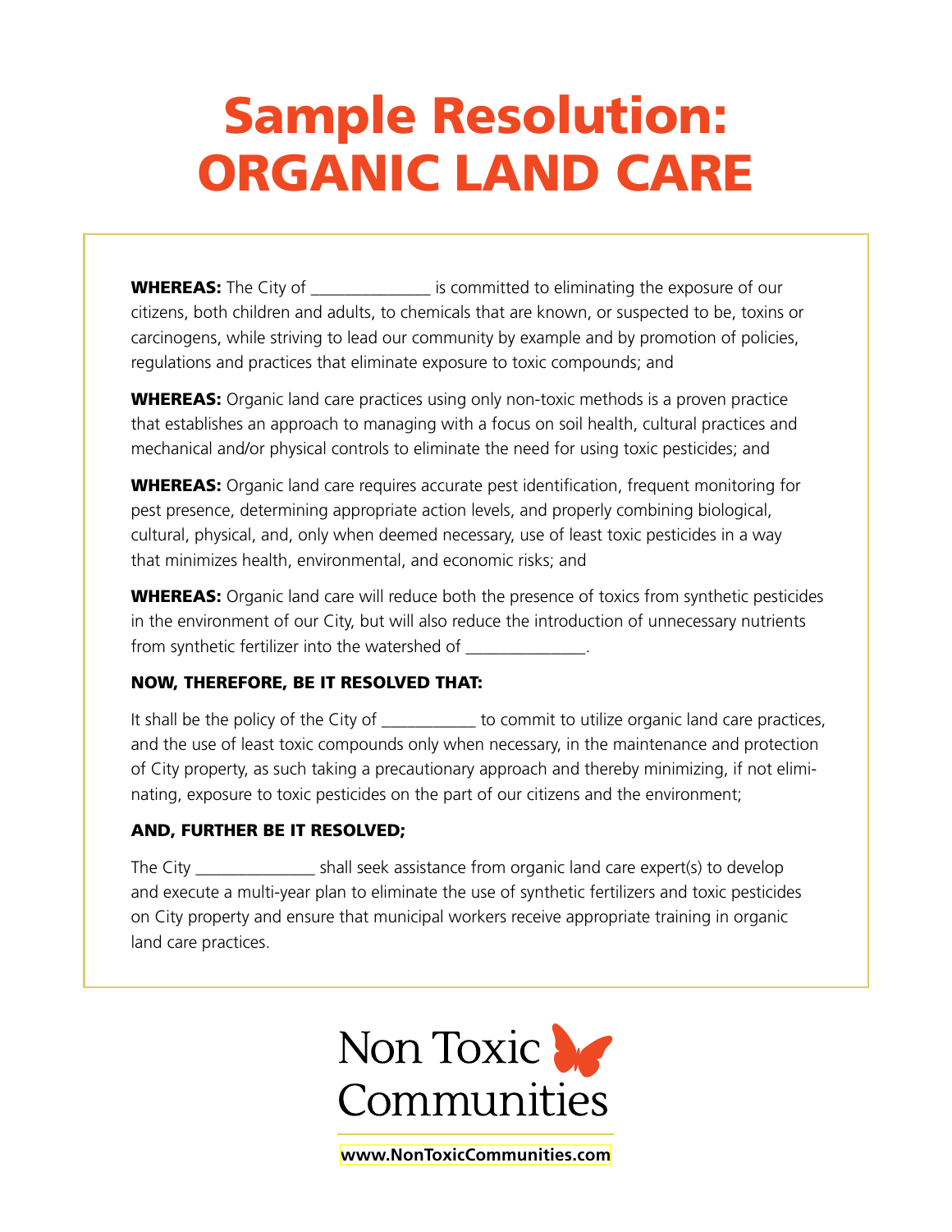# Sample Resolution: ORGANIC LAND CARE

**WHEREAS:** The City of ______________ is committed to eliminating the exposure of our citizens, both children and adults, to chemicals that are known, or suspected to be, toxins or carcinogens, while striving to lead our community by example and by promotion of policies, regulations and practices that eliminate exposure to toxic compounds; and

**WHEREAS:** Organic land care practices using only non-toxic methods is a proven practice that establishes an approach to managing with a focus on soil health, cultural practices and mechanical and/or physical controls to eliminate the need for using toxic pesticides; and

**WHEREAS:** Organic land care requires accurate pest identification, frequent monitoring for pest presence, determining appropriate action levels, and properly combining biological, cultural, physical, and, only when deemed necessary, use of least toxic pesticides in a way that minimizes health, environmental, and economic risks; and

**WHEREAS:** Organic land care will reduce both the presence of toxics from synthetic pesticides in the environment of our City, but will also reduce the introduction of unnecessary nutrients from synthetic fertilizer into the watershed of ______________.

**NOW, THEREFORE, BE IT RESOLVED THAT:**

It shall be the policy of the City of ___________ to commit to utilize organic land care practices, and the use of least toxic compounds only when necessary, in the maintenance and protection of City property, as such taking a precautionary approach and thereby minimizing, if not eliminating, exposure to toxic pesticides on the part of our citizens and the environment;

**AND, FURTHER BE IT RESOLVED;**

The City ______________ shall seek assistance from organic land care expert(s) to develop and execute a multi-year plan to eliminate the use of synthetic fertilizers and toxic pesticides on City property and ensure that municipal workers receive appropriate training in organic land care practices.

Non Toxic Communities

**www.NonToxicCommunities.com**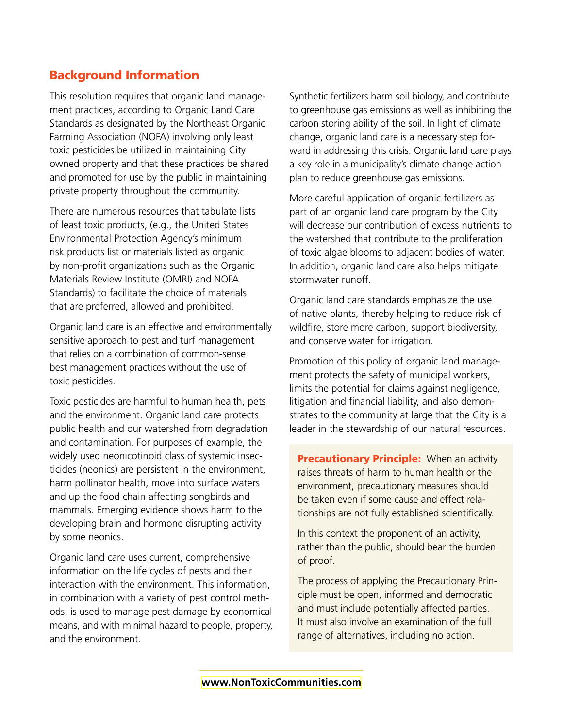## Background Information

This resolution requires that organic land management practices, according to Organic Land Care Standards as designated by the Northeast Organic Farming Association (NOFA) involving only least toxic pesticides be utilized in maintaining City owned property and that these practices be shared and promoted for use by the public in maintaining private property throughout the community.

There are numerous resources that tabulate lists of least toxic products, (e.g., the United States Environmental Protection Agency's minimum risk products list or materials listed as organic by non-profit organizations such as the Organic Materials Review Institute (OMRI) and NOFA Standards) to facilitate the choice of materials that are preferred, allowed and prohibited.

Organic land care is an effective and environmentally sensitive approach to pest and turf management that relies on a combination of common-sense best management practices without the use of toxic pesticides.

Toxic pesticides are harmful to human health, pets and the environment. Organic land care protects public health and our watershed from degradation and contamination. For purposes of example, the widely used neonicotinoid class of systemic insecticides (neonics) are persistent in the environment, harm pollinator health, move into surface waters and up the food chain affecting songbirds and mammals. Emerging evidence shows harm to the developing brain and hormone disrupting activity by some neonics.

Organic land care uses current, comprehensive information on the life cycles of pests and their interaction with the environment. This information, in combination with a variety of pest control methods, is used to manage pest damage by economical means, and with minimal hazard to people, property, and the environment.

Synthetic fertilizers harm soil biology, and contribute to greenhouse gas emissions as well as inhibiting the carbon storing ability of the soil. In light of climate change, organic land care is a necessary step forward in addressing this crisis. Organic land care plays a key role in a municipality's climate change action plan to reduce greenhouse gas emissions.

More careful application of organic fertilizers as part of an organic land care program by the City will decrease our contribution of excess nutrients to the watershed that contribute to the proliferation of toxic algae blooms to adjacent bodies of water. In addition, organic land care also helps mitigate stormwater runoff.

Organic land care standards emphasize the use of native plants, thereby helping to reduce risk of wildfire, store more carbon, support biodiversity, and conserve water for irrigation.

Promotion of this policy of organic land management protects the safety of municipal workers, limits the potential for claims against negligence, litigation and financial liability, and also demonstrates to the community at large that the City is a leader in the stewardship of our natural resources.

**Precautionary Principle:** When an activity raises threats of harm to human health or the environment, precautionary measures should be taken even if some cause and effect relationships are not fully established scientifically.

In this context the proponent of an activity, rather than the public, should bear the burden of proof.

The process of applying the Precautionary Principle must be open, informed and democratic and must include potentially affected parties. It must also involve an examination of the full range of alternatives, including no action.

**www.NonToxicCommunities.com**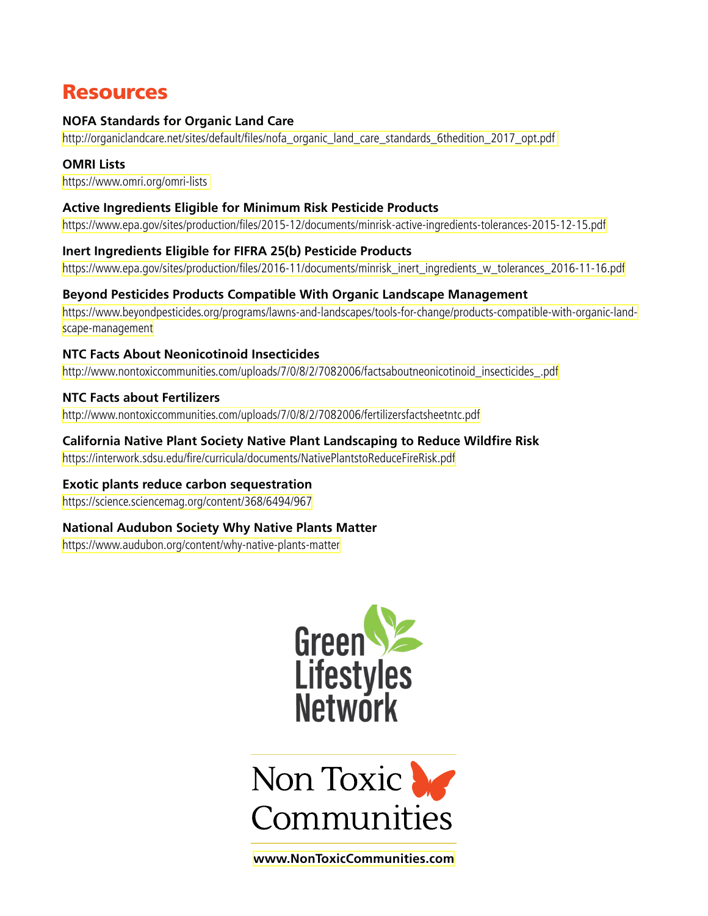# Resources

**NOFA Standards for Organic Land Care**
http://organiclandcare.net/sites/default/files/nofa_organic_land_care_standards_6thedition_2017_opt.pdf

**OMRI Lists**
https://www.omri.org/omri-lists

**Active Ingredients Eligible for Minimum Risk Pesticide Products**
https://www.epa.gov/sites/production/files/2015-12/documents/minrisk-active-ingredients-tolerances-2015-12-15.pdf

**Inert Ingredients Eligible for FIFRA 25(b) Pesticide Products**
https://www.epa.gov/sites/production/files/2016-11/documents/minrisk_inert_ingredients_w_tolerances_2016-11-16.pdf

**Beyond Pesticides Products Compatible With Organic Landscape Management**
https://www.beyondpesticides.org/programs/lawns-and-landscapes/tools-for-change/products-compatible-with-organic-land-scape-management

**NTC Facts About Neonicotinoid Insecticides**
http://www.nontoxiccommunities.com/uploads/7/0/8/2/7082006/factsaboutneonicotinoid_insecticides_.pdf

**NTC Facts about Fertilizers**
http://www.nontoxiccommunities.com/uploads/7/0/8/2/7082006/fertilizersfactsheetntc.pdf

**California Native Plant Society Native Plant Landscaping to Reduce Wildfire Risk**
https://interwork.sdsu.edu/fire/curricula/documents/NativePlantstoReduceFireRisk.pdf

**Exotic plants reduce carbon sequestration**
https://science.sciencemag.org/content/368/6494/967

**National Audubon Society Why Native Plants Matter**
https://www.audubon.org/content/why-native-plants-matter

Green Lifestyles Network

Non Toxic Communities

**www.NonToxicCommunities.com**